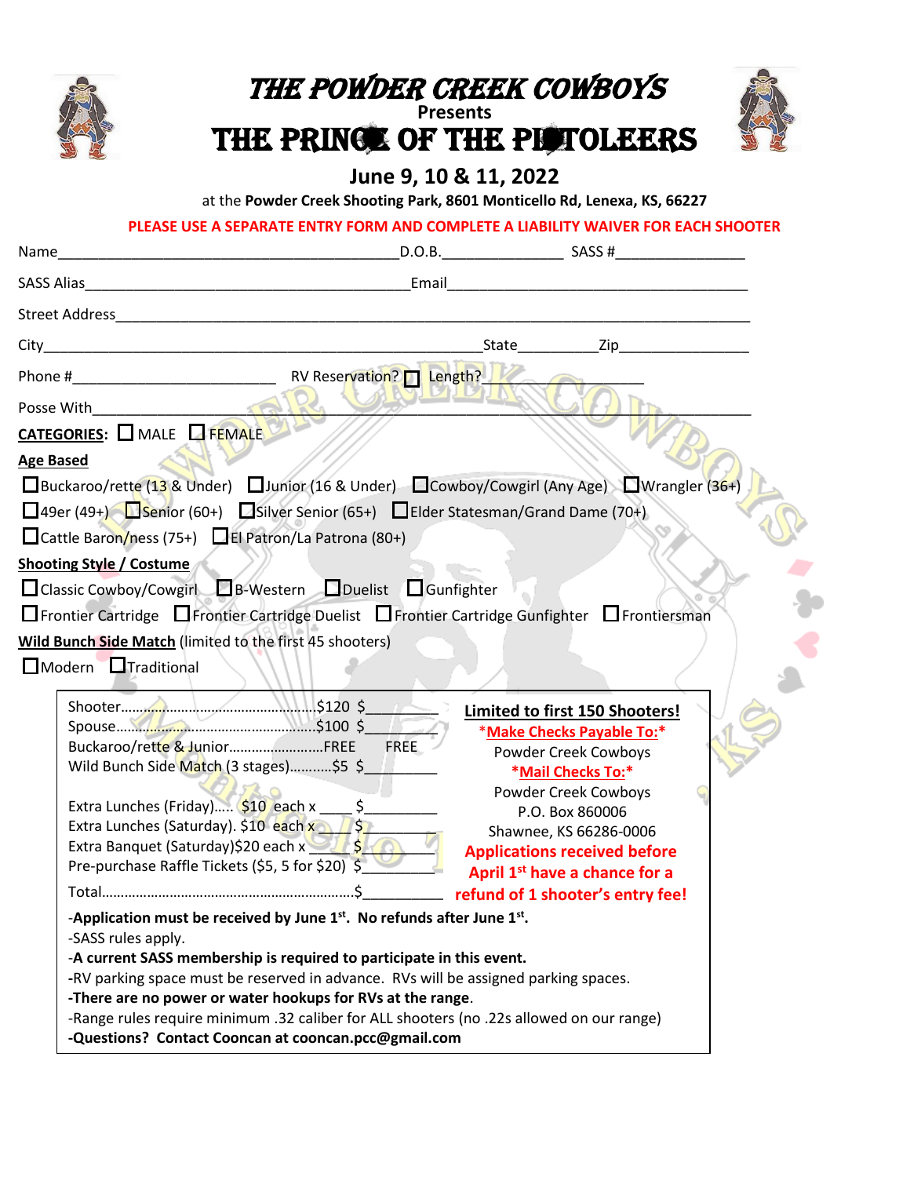# THE POWDER CREEK COWBOYS

**Presents**

# THE PRINCE OF THE PISTOLEERS

## June 9, 10 & 11, 2022

at the **Powder Creek Shooting Park, 8601 Monticello Rd, Lenexa, KS, 66227**

**PLEASE USE A SEPARATE ENTRY FORM AND COMPLETE A LIABILITY WAIVER FOR EACH SHOOTER**

Name_________________________________________D.O.B._______________ SASS #________________

SASS Alias________________________________________Email_______________________________________

Street Address_________________________________________________________________________________

City_______________________________________________________State__________Zip________________

Phone #_________________________ RV Reservation? ☐ Length?_________________

Posse With_____________________________________________________________________________________

**CATEGORIES:** ☐ MALE ☐ FEMALE

**Age Based**

☐ Buckaroo/rette (13 & Under) ☐ Junior (16 & Under) ☐ Cowboy/Cowgirl (Any Age) ☐ Wrangler (36+)
☐ 49er (49+) ☐ Senior (60+) ☐ Silver Senior (65+) ☐ Elder Statesman/Grand Dame (70+)
☐ Cattle Baron/ness (75+) ☐ El Patron/La Patrona (80+)

**Shooting Style / Costume**

☐ Classic Cowboy/Cowgirl ☐ B-Western ☐ Duelist ☐ Gunfighter
☐ Frontier Cartridge ☐ Frontier Cartridge Duelist ☐ Frontier Cartridge Gunfighter ☐ Frontiersman

**Wild Bunch Side Match** (limited to the first 45 shooters)

☐ Modern ☐ Traditional

Shooter……………………………………………$120 $_________
Spouse……………………………………………$100 $_________
Buckaroo/rette & Junior……………………FREE FREE
Wild Bunch Side Match (3 stages)………..$5 $_________

Extra Lunches (Friday)….. $10 each x ____ $_________
Extra Lunches (Saturday). $10 each x ____ $_________
Extra Banquet (Saturday)$20 each x _____ $_________
Pre-purchase Raffle Tickets ($5, 5 for $20) $_________

Total…………………………………………………$_________

**Limited to first 150 Shooters!**

**\*Make Checks Payable To:\***
Powder Creek Cowboys

**\*Mail Checks To:\***
Powder Creek Cowboys
P.O. Box 860006
Shawnee, KS 66286-0006

**Applications received before April 1st have a chance for a refund of 1 shooter's entry fee!**

-**Application must be received by June 1st. No refunds after June 1st.**
-SASS rules apply.
-**A current SASS membership is required to participate in this event.**
-RV parking space must be reserved in advance. RVs will be assigned parking spaces.
-**There are no power or water hookups for RVs at the range**.
-Range rules require minimum .32 caliber for ALL shooters (no .22s allowed on our range)
-**Questions? Contact Cooncan at cooncan.pcc@gmail.com**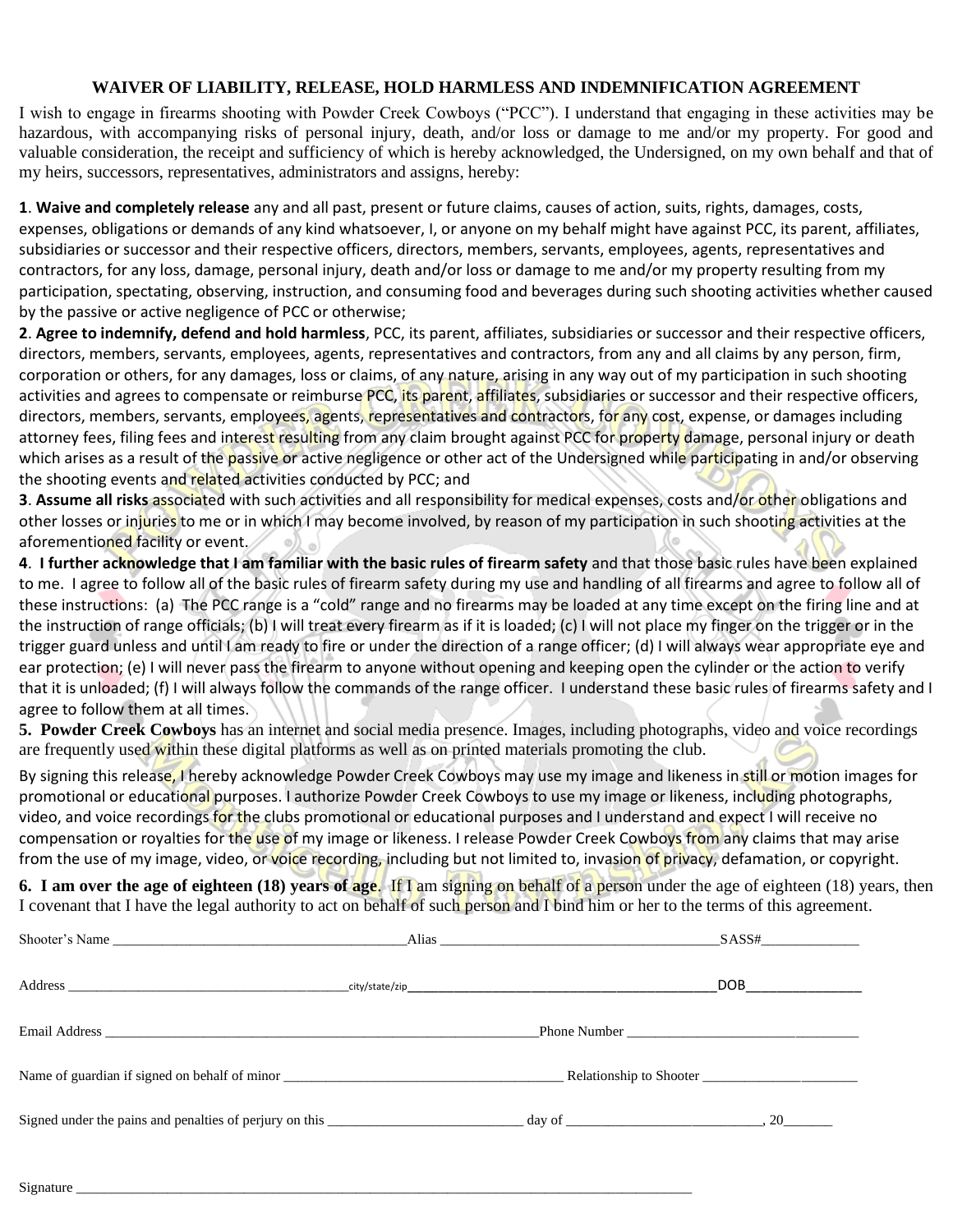# WAIVER OF LIABILITY, RELEASE, HOLD HARMLESS AND INDEMNIFICATION AGREEMENT

I wish to engage in firearms shooting with Powder Creek Cowboys ("PCC"). I understand that engaging in these activities may be hazardous, with accompanying risks of personal injury, death, and/or loss or damage to me and/or my property. For good and valuable consideration, the receipt and sufficiency of which is hereby acknowledged, the Undersigned, on my own behalf and that of my heirs, successors, representatives, administrators and assigns, hereby:

**1**. **Waive and completely release** any and all past, present or future claims, causes of action, suits, rights, damages, costs, expenses, obligations or demands of any kind whatsoever, I, or anyone on my behalf might have against PCC, its parent, affiliates, subsidiaries or successor and their respective officers, directors, members, servants, employees, agents, representatives and contractors, for any loss, damage, personal injury, death and/or loss or damage to me and/or my property resulting from my participation, spectating, observing, instruction, and consuming food and beverages during such shooting activities whether caused by the passive or active negligence of PCC or otherwise;

**2**. **Agree to indemnify, defend and hold harmless**, PCC, its parent, affiliates, subsidiaries or successor and their respective officers, directors, members, servants, employees, agents, representatives and contractors, from any and all claims by any person, firm, corporation or others, for any damages, loss or claims, of any nature, arising in any way out of my participation in such shooting activities and agrees to compensate or reimburse PCC, its parent, affiliates, subsidiaries or successor and their respective officers, directors, members, servants, employees, agents, representatives and contractors, for any cost, expense, or damages including attorney fees, filing fees and interest resulting from any claim brought against PCC for property damage, personal injury or death which arises as a result of the passive or active negligence or other act of the Undersigned while participating in and/or observing the shooting events and related activities conducted by PCC; and

**3**. **Assume all risks** associated with such activities and all responsibility for medical expenses, costs and/or other obligations and other losses or injuries to me or in which I may become involved, by reason of my participation in such shooting activities at the aforementioned facility or event.

**4**. **I further acknowledge that I am familiar with the basic rules of firearm safety** and that those basic rules have been explained to me. I agree to follow all of the basic rules of firearm safety during my use and handling of all firearms and agree to follow all of these instructions: (a) The PCC range is a "cold" range and no firearms may be loaded at any time except on the firing line and at the instruction of range officials; (b) I will treat every firearm as if it is loaded; (c) I will not place my finger on the trigger or in the trigger guard unless and until I am ready to fire or under the direction of a range officer; (d) I will always wear appropriate eye and ear protection; (e) I will never pass the firearm to anyone without opening and keeping open the cylinder or the action to verify that it is unloaded; (f) I will always follow the commands of the range officer. I understand these basic rules of firearms safety and I agree to follow them at all times.

**5. Powder Creek Cowboys** has an internet and social media presence. Images, including photographs, video and voice recordings are frequently used within these digital platforms as well as on printed materials promoting the club.

By signing this release, I hereby acknowledge Powder Creek Cowboys may use my image and likeness in still or motion images for promotional or educational purposes. I authorize Powder Creek Cowboys to use my image or likeness, including photographs, video, and voice recordings for the clubs promotional or educational purposes and I understand and expect I will receive no compensation or royalties for the use of my image or likeness. I release Powder Creek Cowboys from any claims that may arise from the use of my image, video, or voice recording, including but not limited to, invasion of privacy, defamation, or copyright.

**6. I am over the age of eighteen (18) years of age**. If I am signing on behalf of a person under the age of eighteen (18) years, then I covenant that I have the legal authority to act on behalf of such person and I bind him or her to the terms of this agreement.

Shooter's Name ________________________ Alias ________________________ SASS# ____________

Address ________________________ city/state/zip ________________________ DOB ____________

Email Address ________________________ Phone Number ________________________

Name of guardian if signed on behalf of minor ________________________ Relationship to Shooter ____________

Signed under the pains and penalties of perjury on this ____________ day of ____________, 20______

Signature ________________________________________________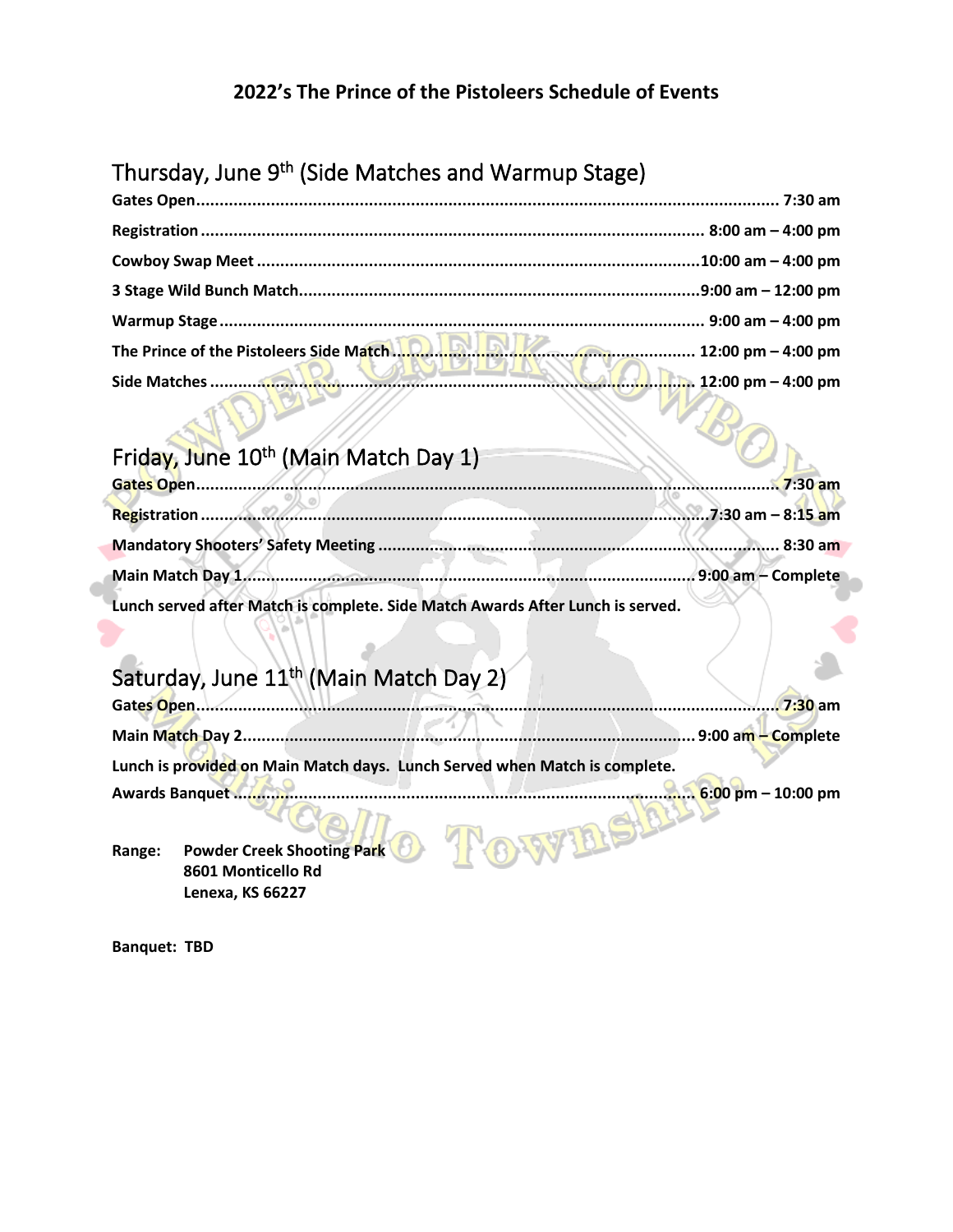## 2022's The Prince of the Pistoleers Schedule of Events

### Thursday, June 9th (Side Matches and Warmup Stage)

**Gates Open** .......... **7:30 am**

**Registration** .......... **8:00 am – 4:00 pm**

**Cowboy Swap Meet** .......... **10:00 am – 4:00 pm**

**3 Stage Wild Bunch Match** .......... **9:00 am – 12:00 pm**

**Warmup Stage** .......... **9:00 am – 4:00 pm**

**The Prince of the Pistoleers Side Match** .......... **12:00 pm – 4:00 pm**

**Side Matches** .......... **12:00 pm – 4:00 pm**

### Friday, June 10th (Main Match Day 1)

**Gates Open** .......... **7:30 am**

**Registration** .......... **7:30 am – 8:15 am**

**Mandatory Shooters' Safety Meeting** .......... **8:30 am**

**Main Match Day 1** .......... **9:00 am – Complete**

**Lunch served after Match is complete. Side Match Awards After Lunch is served.**

### Saturday, June 11th (Main Match Day 2)

**Gates Open** .......... **7:30 am**

**Main Match Day 2** .......... **9:00 am – Complete**

**Lunch is provided on Main Match days. Lunch Served when Match is complete.**

**Awards Banquet** .......... **6:00 pm – 10:00 pm**

**Range: Powder Creek Shooting Park**
**8601 Monticello Rd**
**Lenexa, KS 66227**

**Banquet: TBD**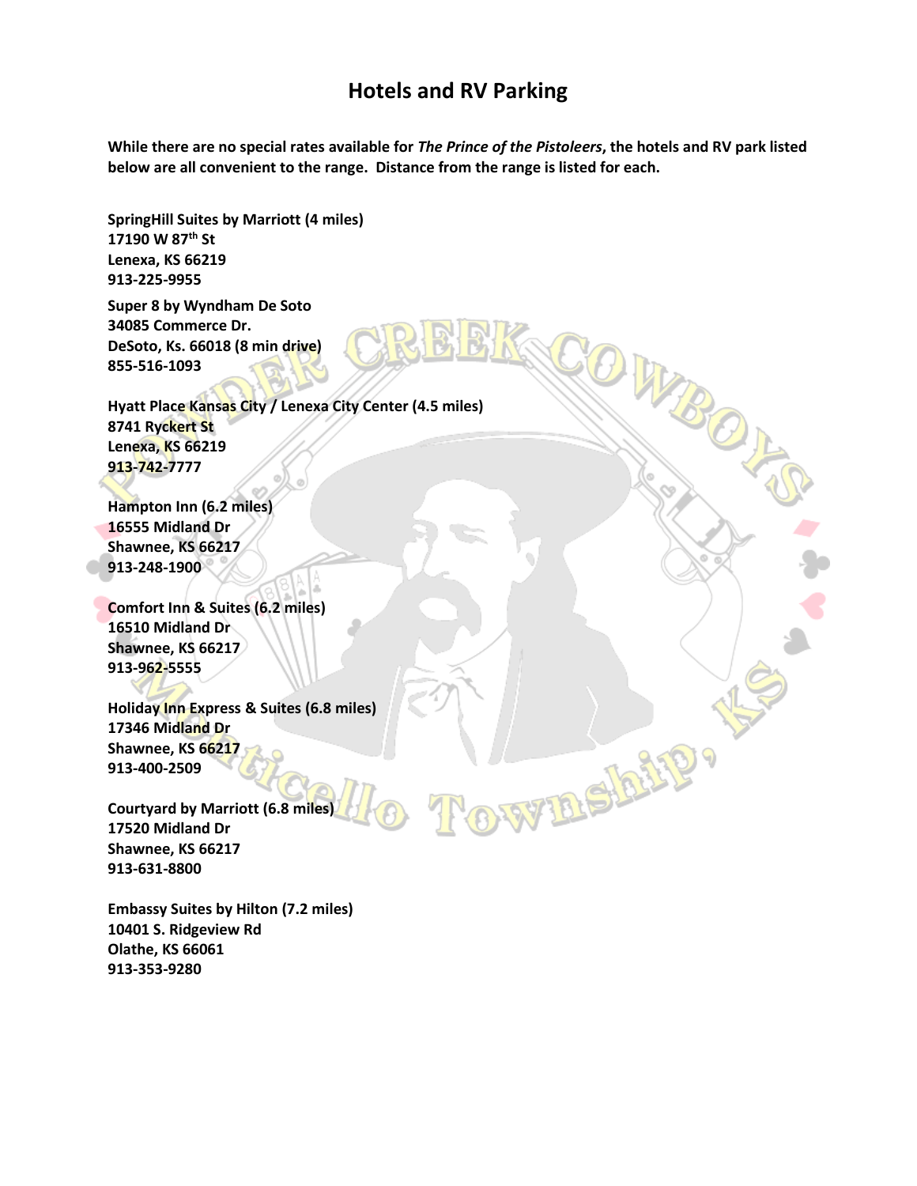# Hotels and RV Parking

**While there are no special rates available for *The Prince of the Pistoleers*, the hotels and RV park listed below are all convenient to the range. Distance from the range is listed for each.**

**SpringHill Suites by Marriott (4 miles)**
**17190 W 87th St**
**Lenexa, KS 66219**
**913-225-9955**

**Super 8 by Wyndham De Soto**
**34085 Commerce Dr.**
**DeSoto, Ks. 66018 (8 min drive)**
**855-516-1093**

**Hyatt Place Kansas City / Lenexa City Center (4.5 miles)**
**8741 Ryckert St**
**Lenexa, KS 66219**
**913-742-7777**

**Hampton Inn (6.2 miles)**
**16555 Midland Dr**
**Shawnee, KS 66217**
**913-248-1900**

**Comfort Inn & Suites (6.2 miles)**
**16510 Midland Dr**
**Shawnee, KS 66217**
**913-962-5555**

**Holiday Inn Express & Suites (6.8 miles)**
**17346 Midland Dr**
**Shawnee, KS 66217**
**913-400-2509**

**Courtyard by Marriott (6.8 miles)**
**17520 Midland Dr**
**Shawnee, KS 66217**
**913-631-8800**

**Embassy Suites by Hilton (7.2 miles)**
**10401 S. Ridgeview Rd**
**Olathe, KS 66061**
**913-353-9280**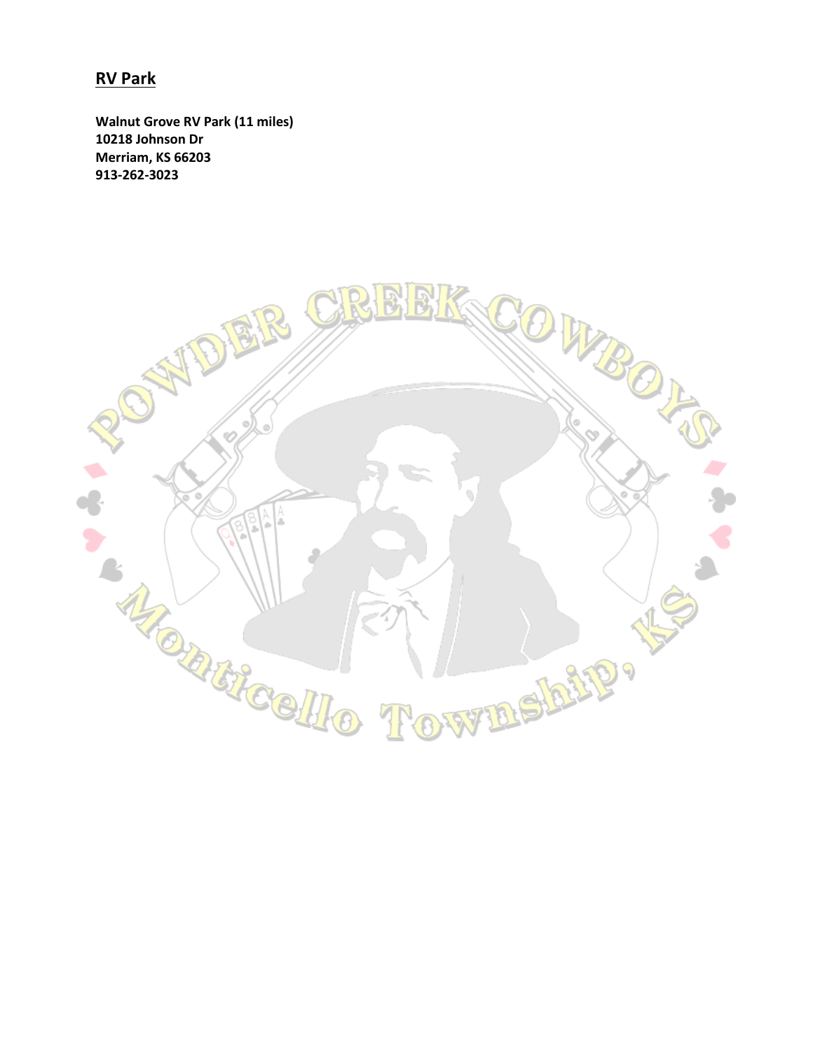## RV Park

**Walnut Grove RV Park (11 miles)**
**10218 Johnson Dr**
**Merriam, KS 66203**
**913-262-3023**